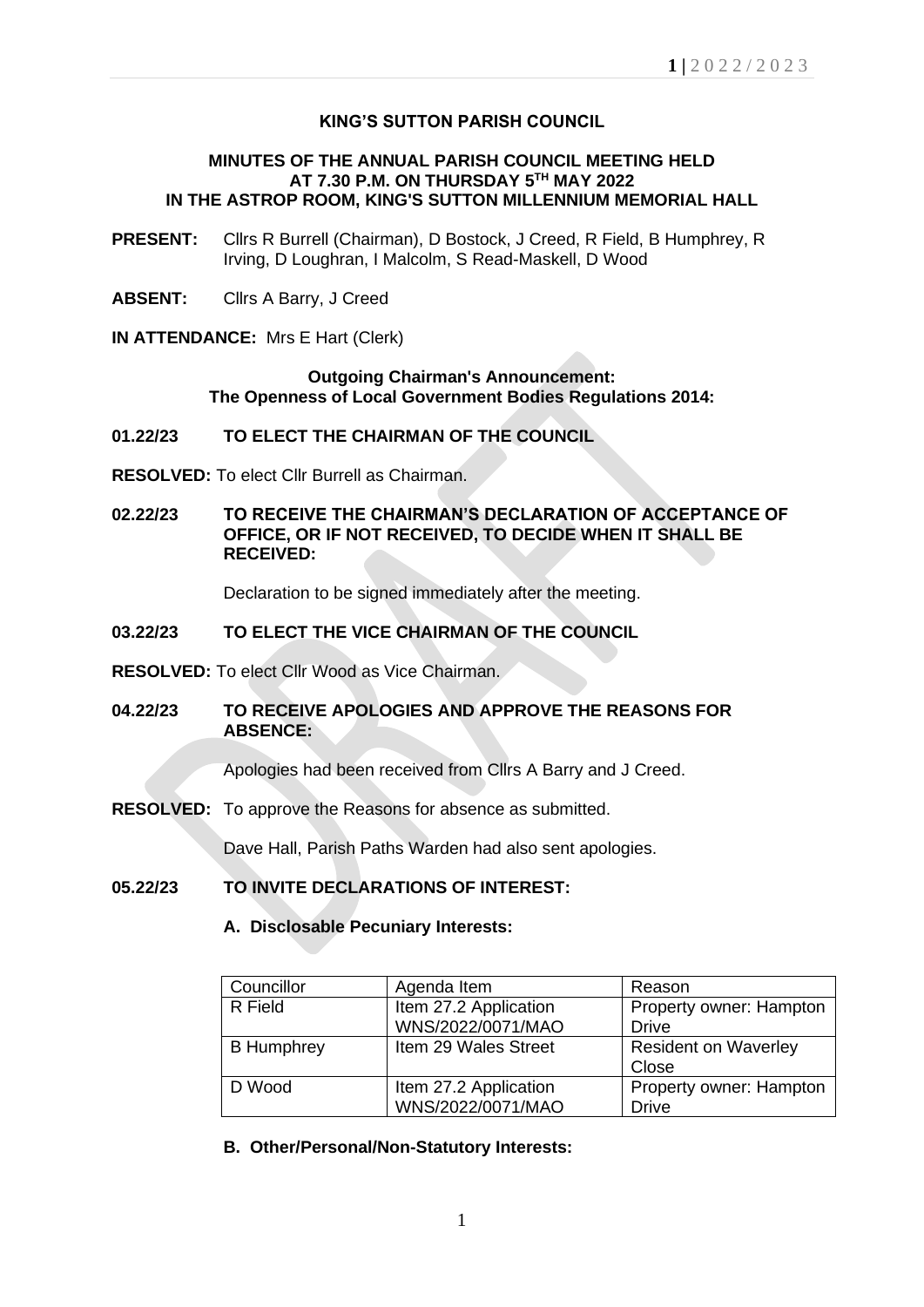**KING'S SUTTON PARISH COUNCIL**

**MINUTES OF THE ANNUAL PARISH COUNCIL MEETING HELD AT 7.30 P.M. ON THURSDAY 5TH MAY 2022 IN THE ASTROP ROOM, KING'S SUTTON MILLENNIUM MEMORIAL HALL**

**PRESENT:** Cllrs R Burrell (Chairman), D Bostock, J Creed, R Field, B Humphrey, R Irving, D Loughran, I Malcolm, S Read-Maskell, D Wood

**ABSENT:** Cllrs A Barry, J Creed

**IN ATTENDANCE:** Mrs E Hart (Clerk)

**Outgoing Chairman's Announcement:**
**The Openness of Local Government Bodies Regulations 2014:**

**01.22/23 TO ELECT THE CHAIRMAN OF THE COUNCIL**

**RESOLVED:** To elect Cllr Burrell as Chairman.

**02.22/23 TO RECEIVE THE CHAIRMAN'S DECLARATION OF ACCEPTANCE OF OFFICE, OR IF NOT RECEIVED, TO DECIDE WHEN IT SHALL BE RECEIVED:**

Declaration to be signed immediately after the meeting.

**03.22/23 TO ELECT THE VICE CHAIRMAN OF THE COUNCIL**

**RESOLVED:** To elect Cllr Wood as Vice Chairman.

**04.22/23 TO RECEIVE APOLOGIES AND APPROVE THE REASONS FOR ABSENCE:**

Apologies had been received from Cllrs A Barry and J Creed.

**RESOLVED:** To approve the Reasons for absence as submitted.

Dave Hall, Parish Paths Warden had also sent apologies.

**05.22/23 TO INVITE DECLARATIONS OF INTEREST:**

**A. Disclosable Pecuniary Interests:**

| Councillor | Agenda Item | Reason |
|---|---|---|
| R Field | Item 27.2 Application WNS/2022/0071/MAO | Property owner: Hampton Drive |
| B Humphrey | Item 29 Wales Street | Resident on Waverley Close |
| D Wood | Item 27.2 Application WNS/2022/0071/MAO | Property owner: Hampton Drive |

**B. Other/Personal/Non-Statutory Interests:**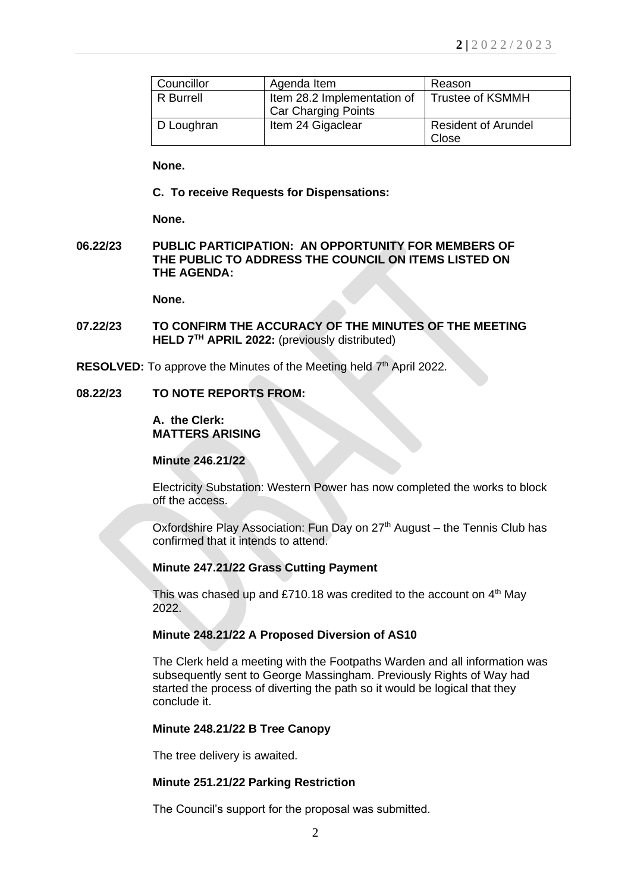| Councillor | Agenda Item | Reason |
|---|---|---|
| R Burrell | Item 28.2 Implementation of Car Charging Points | Trustee of KSMMH |
| D Loughran | Item 24 Gigaclear | Resident of Arundel Close |

**None.**

**C. To receive Requests for Dispensations:**

**None.**

**06.22/23 PUBLIC PARTICIPATION: AN OPPORTUNITY FOR MEMBERS OF THE PUBLIC TO ADDRESS THE COUNCIL ON ITEMS LISTED ON THE AGENDA:**

**None.**

**07.22/23 TO CONFIRM THE ACCURACY OF THE MINUTES OF THE MEETING HELD 7TH APRIL 2022:** (previously distributed)

**RESOLVED:** To approve the Minutes of the Meeting held 7th April 2022.

**08.22/23 TO NOTE REPORTS FROM:**

**A. the Clerk:**
**MATTERS ARISING**

**Minute 246.21/22**

Electricity Substation: Western Power has now completed the works to block off the access.

Oxfordshire Play Association: Fun Day on 27th August – the Tennis Club has confirmed that it intends to attend.

**Minute 247.21/22 Grass Cutting Payment**

This was chased up and £710.18 was credited to the account on 4th May 2022.

**Minute 248.21/22 A Proposed Diversion of AS10**

The Clerk held a meeting with the Footpaths Warden and all information was subsequently sent to George Massingham. Previously Rights of Way had started the process of diverting the path so it would be logical that they conclude it.

**Minute 248.21/22 B Tree Canopy**

The tree delivery is awaited.

**Minute 251.21/22 Parking Restriction**

The Council's support for the proposal was submitted.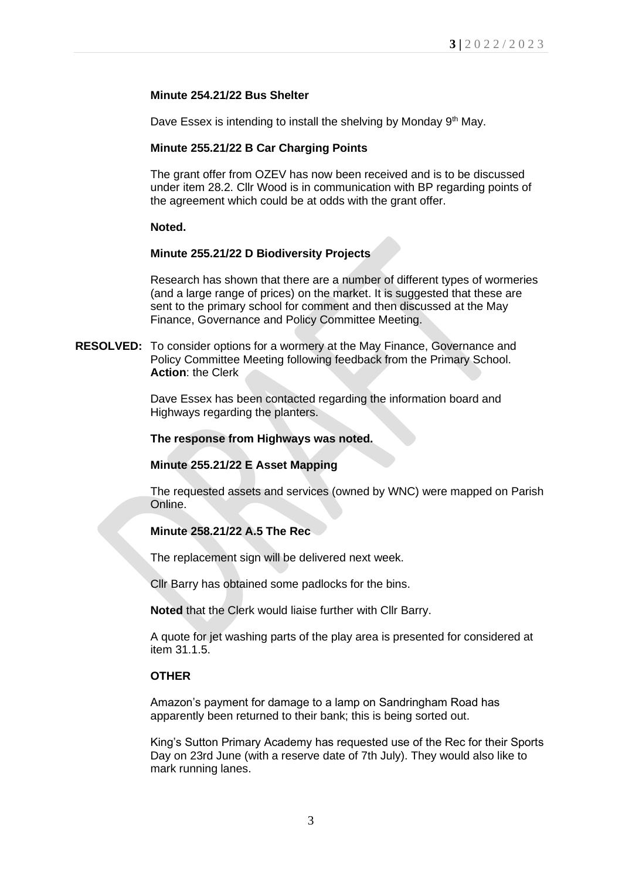**Minute 254.21/22 Bus Shelter**

Dave Essex is intending to install the shelving by Monday 9th May.

**Minute 255.21/22 B Car Charging Points**

The grant offer from OZEV has now been received and is to be discussed under item 28.2. Cllr Wood is in communication with BP regarding points of the agreement which could be at odds with the grant offer.

**Noted.**

**Minute 255.21/22 D Biodiversity Projects**

Research has shown that there are a number of different types of wormeries (and a large range of prices) on the market. It is suggested that these are sent to the primary school for comment and then discussed at the May Finance, Governance and Policy Committee Meeting.

**RESOLVED:** To consider options for a wormery at the May Finance, Governance and Policy Committee Meeting following feedback from the Primary School. **Action**: the Clerk

Dave Essex has been contacted regarding the information board and Highways regarding the planters.

**The response from Highways was noted.**

**Minute 255.21/22 E Asset Mapping**

The requested assets and services (owned by WNC) were mapped on Parish Online.

**Minute 258.21/22 A.5 The Rec**

The replacement sign will be delivered next week.

Cllr Barry has obtained some padlocks for the bins.

**Noted** that the Clerk would liaise further with Cllr Barry.

A quote for jet washing parts of the play area is presented for considered at item 31.1.5.

**OTHER**

Amazon's payment for damage to a lamp on Sandringham Road has apparently been returned to their bank; this is being sorted out.

King's Sutton Primary Academy has requested use of the Rec for their Sports Day on 23rd June (with a reserve date of 7th July). They would also like to mark running lanes.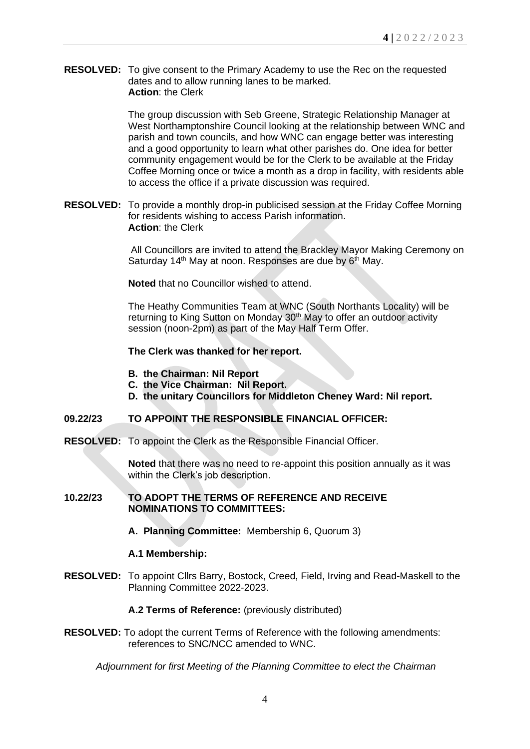**RESOLVED:** To give consent to the Primary Academy to use the Rec on the requested dates and to allow running lanes to be marked.
**Action**: the Clerk

The group discussion with Seb Greene, Strategic Relationship Manager at West Northamptonshire Council looking at the relationship between WNC and parish and town councils, and how WNC can engage better was interesting and a good opportunity to learn what other parishes do. One idea for better community engagement would be for the Clerk to be available at the Friday Coffee Morning once or twice a month as a drop in facility, with residents able to access the office if a private discussion was required.

**RESOLVED:** To provide a monthly drop-in publicised session at the Friday Coffee Morning for residents wishing to access Parish information.
**Action**: the Clerk

All Councillors are invited to attend the Brackley Mayor Making Ceremony on Saturday 14th May at noon. Responses are due by 6th May.

**Noted** that no Councillor wished to attend.

The Heathy Communities Team at WNC (South Northants Locality) will be returning to King Sutton on Monday 30th May to offer an outdoor activity session (noon-2pm) as part of the May Half Term Offer.

**The Clerk was thanked for her report.**

- **B. the Chairman: Nil Report**
- **C. the Vice Chairman: Nil Report.**
- **D. the unitary Councillors for Middleton Cheney Ward: Nil report.**

**09.22/23 TO APPOINT THE RESPONSIBLE FINANCIAL OFFICER:**

**RESOLVED:** To appoint the Clerk as the Responsible Financial Officer.

**Noted** that there was no need to re-appoint this position annually as it was within the Clerk's job description.

**10.22/23 TO ADOPT THE TERMS OF REFERENCE AND RECEIVE NOMINATIONS TO COMMITTEES:**

**A. Planning Committee:** Membership 6, Quorum 3)

**A.1 Membership:**

**RESOLVED:** To appoint Cllrs Barry, Bostock, Creed, Field, Irving and Read-Maskell to the Planning Committee 2022-2023.

**A.2 Terms of Reference:** (previously distributed)

**RESOLVED:** To adopt the current Terms of Reference with the following amendments: references to SNC/NCC amended to WNC.

*Adjournment for first Meeting of the Planning Committee to elect the Chairman*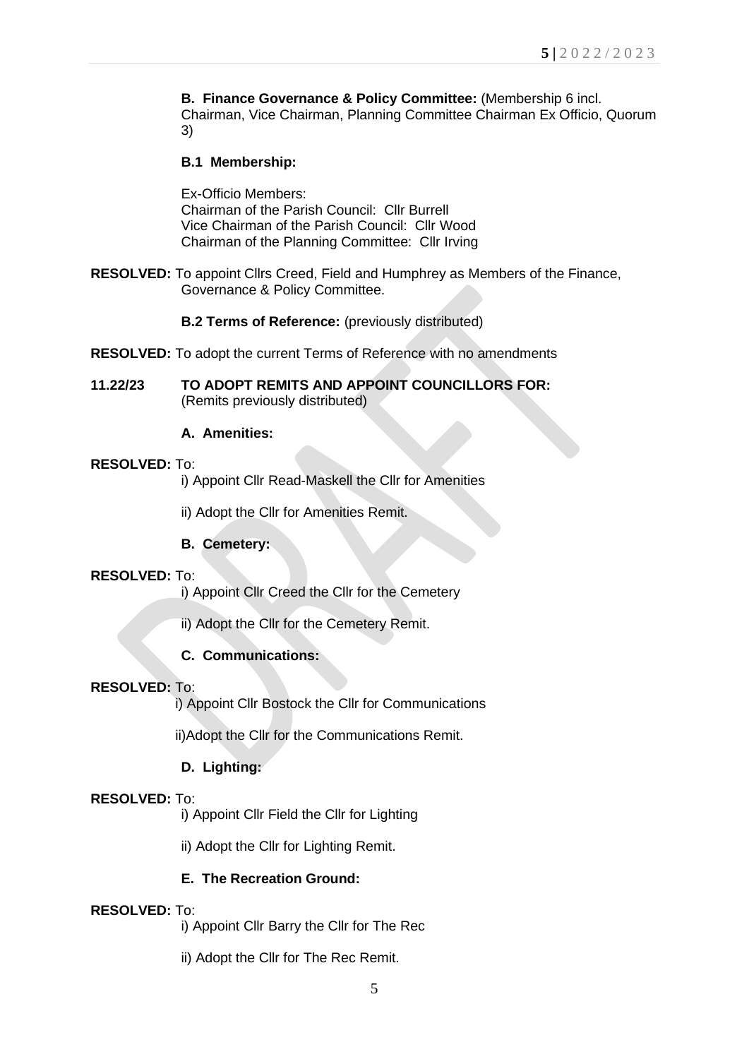**B. Finance Governance & Policy Committee:** (Membership 6 incl. Chairman, Vice Chairman, Planning Committee Chairman Ex Officio, Quorum 3)

**B.1 Membership:**

Ex-Officio Members:
Chairman of the Parish Council: Cllr Burrell
Vice Chairman of the Parish Council: Cllr Wood
Chairman of the Planning Committee: Cllr Irving

**RESOLVED:** To appoint Cllrs Creed, Field and Humphrey as Members of the Finance, Governance & Policy Committee.

**B.2 Terms of Reference:** (previously distributed)

**RESOLVED:** To adopt the current Terms of Reference with no amendments

**11.22/23 TO ADOPT REMITS AND APPOINT COUNCILLORS FOR:**
(Remits previously distributed)

**A. Amenities:**

**RESOLVED:** To:

i) Appoint Cllr Read-Maskell the Cllr for Amenities

ii) Adopt the Cllr for Amenities Remit.

**B. Cemetery:**

**RESOLVED:** To:

i) Appoint Cllr Creed the Cllr for the Cemetery

ii) Adopt the Cllr for the Cemetery Remit.

**C. Communications:**

**RESOLVED:** To:

i) Appoint Cllr Bostock the Cllr for Communications

ii)Adopt the Cllr for the Communications Remit.

**D. Lighting:**

**RESOLVED:** To:

i) Appoint Cllr Field the Cllr for Lighting

ii) Adopt the Cllr for Lighting Remit.

**E. The Recreation Ground:**

**RESOLVED:** To:

i) Appoint Cllr Barry the Cllr for The Rec

ii) Adopt the Cllr for The Rec Remit.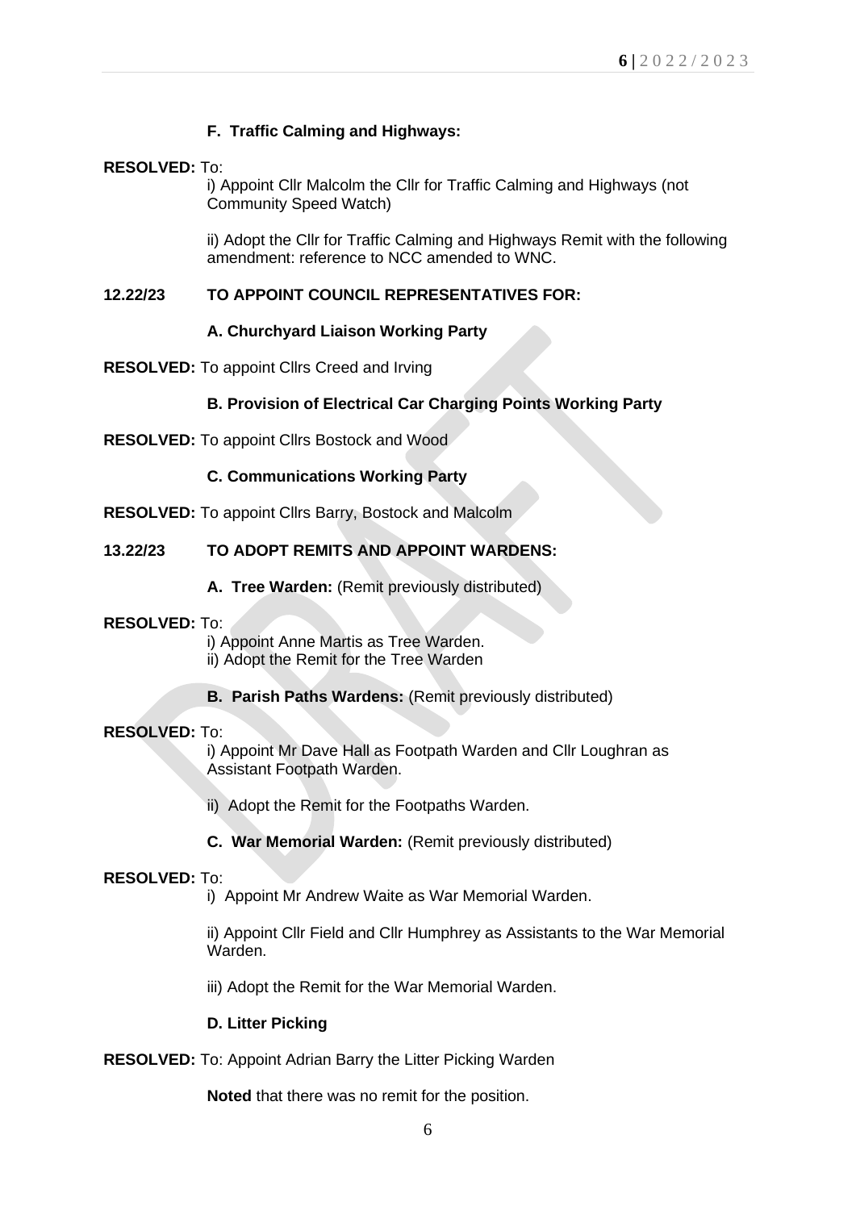**F. Traffic Calming and Highways:**

**RESOLVED:** To:

i) Appoint Cllr Malcolm the Cllr for Traffic Calming and Highways (not Community Speed Watch)

ii) Adopt the Cllr for Traffic Calming and Highways Remit with the following amendment: reference to NCC amended to WNC.

**12.22/23 TO APPOINT COUNCIL REPRESENTATIVES FOR:**

**A. Churchyard Liaison Working Party**

**RESOLVED:** To appoint Cllrs Creed and Irving

**B. Provision of Electrical Car Charging Points Working Party**

**RESOLVED:** To appoint Cllrs Bostock and Wood

**C. Communications Working Party**

**RESOLVED:** To appoint Cllrs Barry, Bostock and Malcolm

**13.22/23 TO ADOPT REMITS AND APPOINT WARDENS:**

**A. Tree Warden:** (Remit previously distributed)

**RESOLVED:** To:

i) Appoint Anne Martis as Tree Warden.
ii) Adopt the Remit for the Tree Warden

**B. Parish Paths Wardens:** (Remit previously distributed)

**RESOLVED:** To:

i) Appoint Mr Dave Hall as Footpath Warden and Cllr Loughran as Assistant Footpath Warden.

ii) Adopt the Remit for the Footpaths Warden.

**C. War Memorial Warden:** (Remit previously distributed)

**RESOLVED:** To:

i) Appoint Mr Andrew Waite as War Memorial Warden.

ii) Appoint Cllr Field and Cllr Humphrey as Assistants to the War Memorial Warden.

iii) Adopt the Remit for the War Memorial Warden.

**D. Litter Picking**

**RESOLVED:** To: Appoint Adrian Barry the Litter Picking Warden

**Noted** that there was no remit for the position.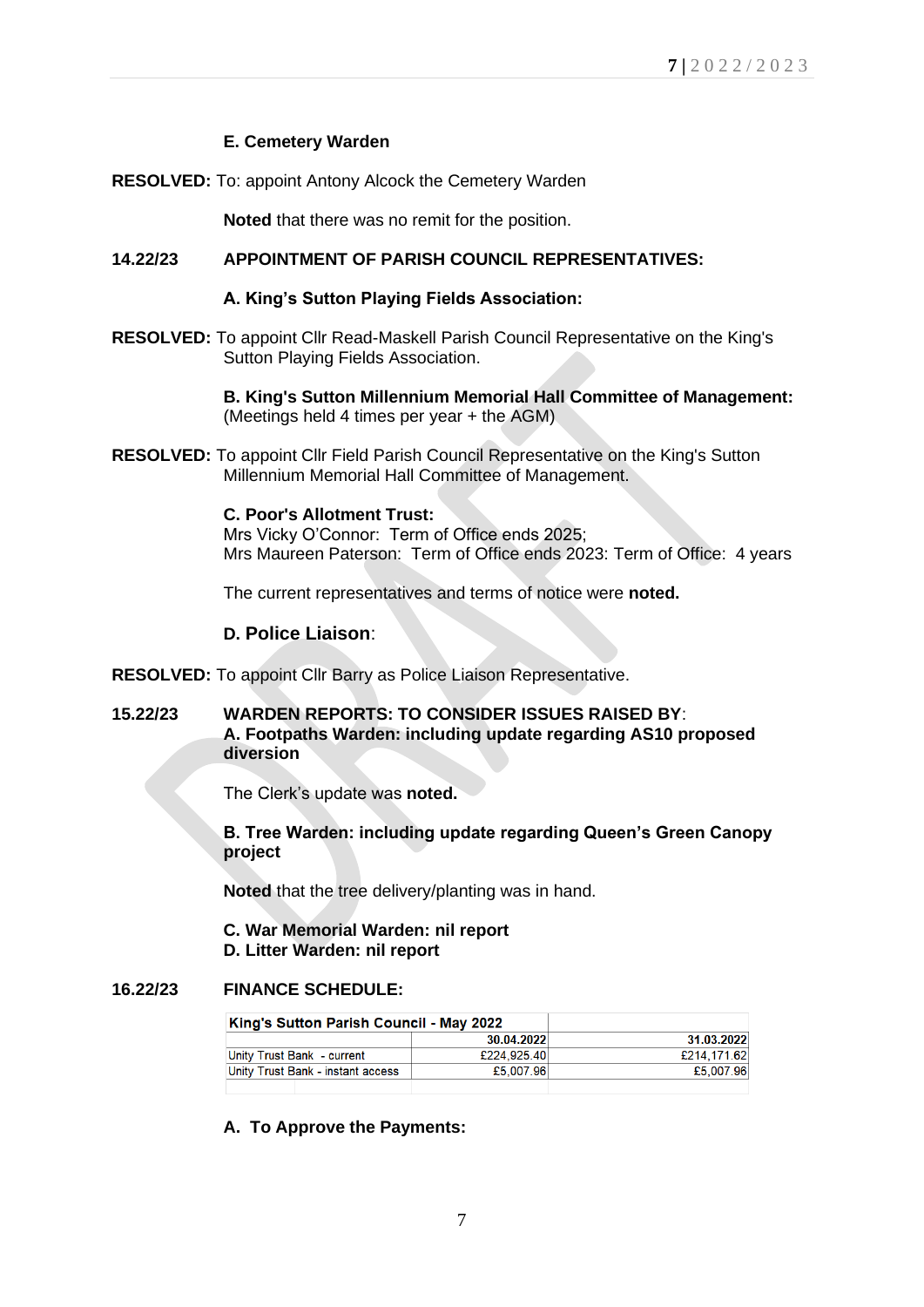**E. Cemetery Warden**

**RESOLVED:** To: appoint Antony Alcock the Cemetery Warden

**Noted** that there was no remit for the position.

**14.22/23 APPOINTMENT OF PARISH COUNCIL REPRESENTATIVES:**

**A. King's Sutton Playing Fields Association:**

**RESOLVED:** To appoint Cllr Read-Maskell Parish Council Representative on the King's Sutton Playing Fields Association.

**B. King's Sutton Millennium Memorial Hall Committee of Management:**
(Meetings held 4 times per year + the AGM)

**RESOLVED:** To appoint Cllr Field Parish Council Representative on the King's Sutton Millennium Memorial Hall Committee of Management.

**C. Poor's Allotment Trust:**
Mrs Vicky O'Connor: Term of Office ends 2025;
Mrs Maureen Paterson: Term of Office ends 2023: Term of Office: 4 years

The current representatives and terms of notice were **noted.**

**D. Police Liaison**:

**RESOLVED:** To appoint Cllr Barry as Police Liaison Representative.

**15.22/23 WARDEN REPORTS: TO CONSIDER ISSUES RAISED BY**:
**A. Footpaths Warden: including update regarding AS10 proposed diversion**

The Clerk's update was **noted.**

**B. Tree Warden: including update regarding Queen's Green Canopy project**

**Noted** that the tree delivery/planting was in hand.

**C. War Memorial Warden: nil report**
**D. Litter Warden: nil report**

**16.22/23 FINANCE SCHEDULE:**

| King's Sutton Parish Council - May 2022 | | |
|---|---|---|
| | **30.04.2022** | **31.03.2022** |
| Unity Trust Bank - current | £224,925.40 | £214,171.62 |
| Unity Trust Bank - instant access | £5,007.96 | £5,007.96 |

**A. To Approve the Payments:**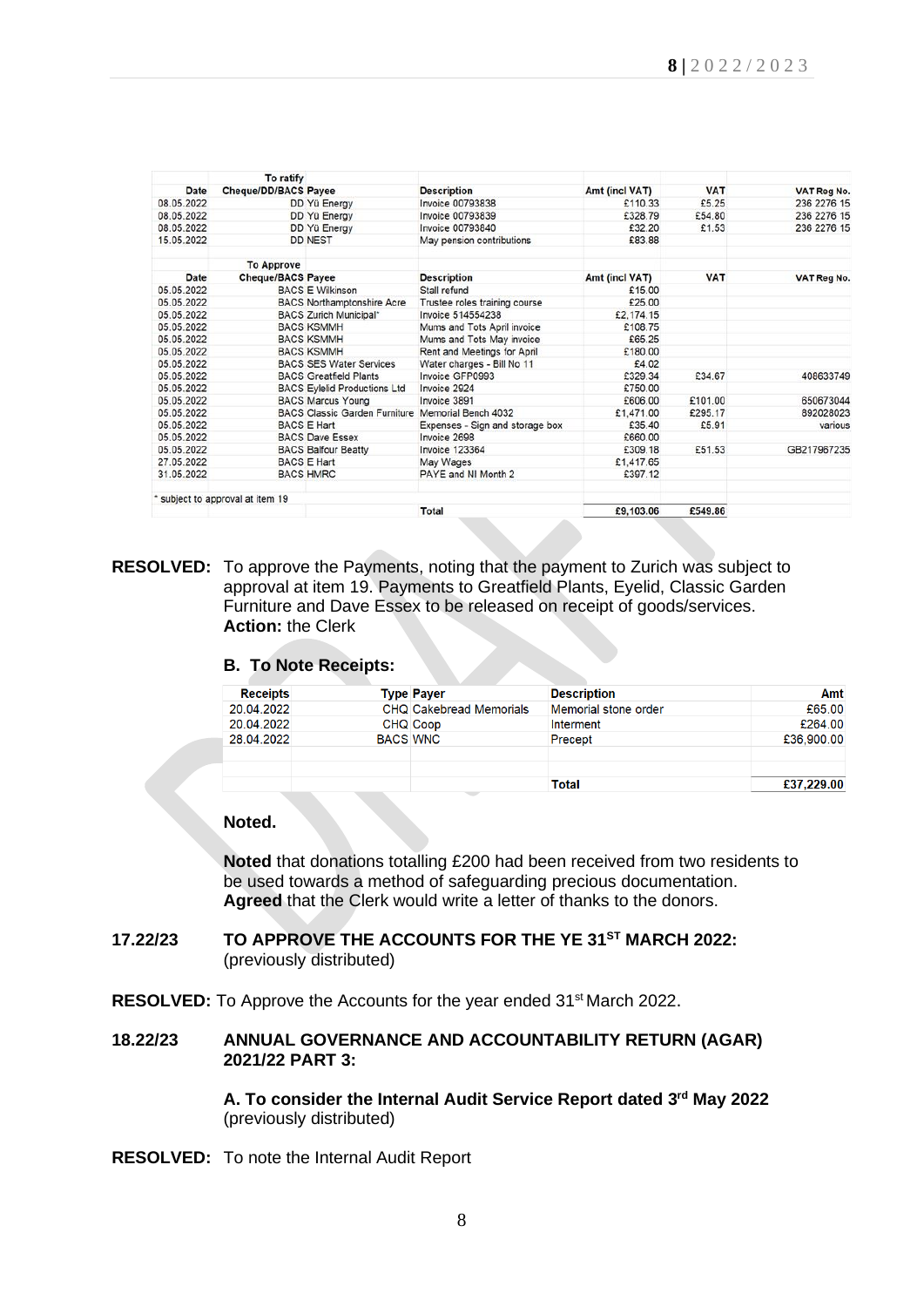| Date | To ratify Cheque/DD/BACS | Payee | Description | Amt (incl VAT) | VAT | VAT Reg No. |
|---|---|---|---|---|---|---|
| 08.05.2022 | DD | Yü Energy | Invoice 00793838 | £110.33 | £5.25 | 236 2276 15 |
| 08.05.2022 | DD | Yü Energy | Invoice 00793839 | £328.79 | £54.80 | 236 2276 15 |
| 08.05.2022 | DD | Yü Energy | Invoice 00793840 | £32.20 | £1.53 | 236 2276 15 |
| 15.05.2022 | DD | NEST | May pension contributions | £83.88 | | |
| | | | | | | |
| Date | To Approve Cheque/BACS | Payee | Description | Amt (incl VAT) | VAT | VAT Reg No. |
| 05.05.2022 | BACS | E Wilkinson | Stall refund | £15.00 | | |
| 05.05.2022 | BACS | Northamptonshire Acre | Trustee roles training course | £25.00 | | |
| 05.05.2022 | BACS | Zurich Municipal* | Invoice 514554238 | £2,174.15 | | |
| 05.05.2022 | BACS | KSMMH | Mums and Tots April invoice | £108.75 | | |
| 05.05.2022 | BACS | KSMMH | Mums and Tots May invoice | £65.25 | | |
| 05.05.2022 | BACS | KSMMH | Rent and Meetings for April | £180.00 | | |
| 05.05.2022 | BACS | SES Water Services | Water charges - Bill No 11 | £4.02 | | |
| 05.05.2022 | BACS | Greatfield Plants | Invoice GFP0993 | £329.34 | £34.67 | 408633749 |
| 05.05.2022 | BACS | Eylelid Productions Ltd | Invoice 2924 | £750.00 | | |
| 05.05.2022 | BACS | Marcus Young | Invoice 3891 | £606.00 | £101.00 | 650673044 |
| 05.05.2022 | BACS | Classic Garden Furniture | Memorial Bench 4032 | £1,471.00 | £295.17 | 892028023 |
| 05.05.2022 | BACS | E Hart | Expenses - Sign and storage box | £35.40 | £5.91 | various |
| 05.05.2022 | BACS | Dave Essex | Invoice 2698 | £660.00 | | |
| 05.05.2022 | BACS | Balfour Beatty | Invoice 123364 | £309.18 | £51.53 | GB217967235 |
| 27.05.2022 | BACS | E Hart | May Wages | £1,417.65 | | |
| 31.05.2022 | BACS | HMRC | PAYE and NI Month 2 | £397.12 | | |
| * subject to approval at item 19 | | | | | | |
| | | | Total | £9,103.06 | £549.86 | |

**RESOLVED:** To approve the Payments, noting that the payment to Zurich was subject to approval at item 19. Payments to Greatfield Plants, Eyelid, Classic Garden Furniture and Dave Essex to be released on receipt of goods/services.
**Action:** the Clerk

### B. To Note Receipts:

| Receipts | Type | Payer | Description | Amt |
|---|---|---|---|---|
| 20.04.2022 | CHQ | Cakebread Memorials | Memorial stone order | £65.00 |
| 20.04.2022 | CHQ | Coop | Interment | £264.00 |
| 28.04.2022 | BACS | WNC | Precept | £36,900.00 |
| | | | | |
| | | | | |
| | | | Total | £37,229.00 |

**Noted.**

**Noted** that donations totalling £200 had been received from two residents to be used towards a method of safeguarding precious documentation.
**Agreed** that the Clerk would write a letter of thanks to the donors.

## 17.22/23 TO APPROVE THE ACCOUNTS FOR THE YE 31ST MARCH 2022:

(previously distributed)

**RESOLVED:** To Approve the Accounts for the year ended 31st March 2022.

## 18.22/23 ANNUAL GOVERNANCE AND ACCOUNTABILITY RETURN (AGAR) 2021/22 PART 3:

**A. To consider the Internal Audit Service Report dated 3rd May 2022** (previously distributed)

**RESOLVED:** To note the Internal Audit Report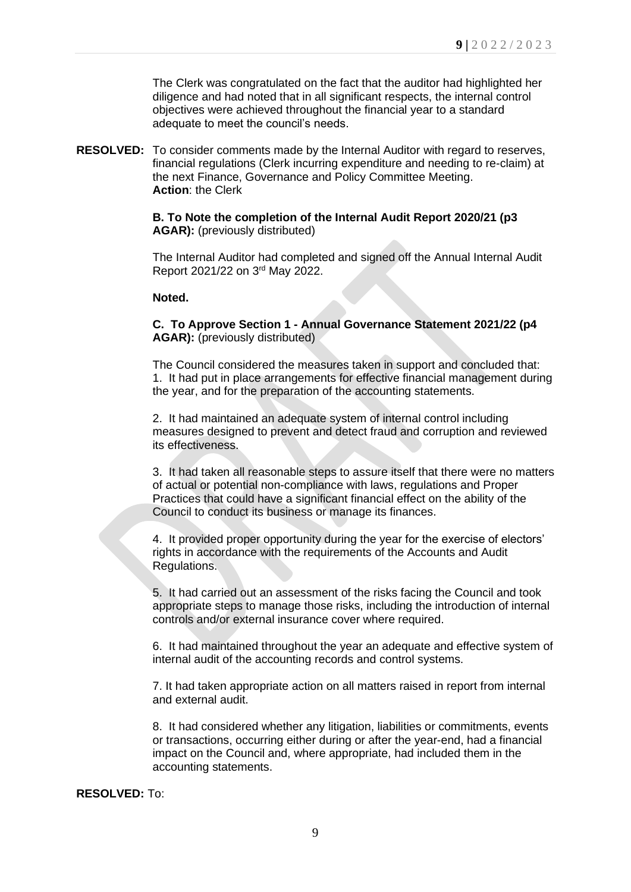The Clerk was congratulated on the fact that the auditor had highlighted her diligence and had noted that in all significant respects, the internal control objectives were achieved throughout the financial year to a standard adequate to meet the council's needs.

**RESOLVED:** To consider comments made by the Internal Auditor with regard to reserves, financial regulations (Clerk incurring expenditure and needing to re-claim) at the next Finance, Governance and Policy Committee Meeting.
**Action**: the Clerk

**B. To Note the completion of the Internal Audit Report 2020/21 (p3 AGAR):** (previously distributed)

The Internal Auditor had completed and signed off the Annual Internal Audit Report 2021/22 on 3rd May 2022.

**Noted.**

**C. To Approve Section 1 - Annual Governance Statement 2021/22 (p4 AGAR):** (previously distributed)

The Council considered the measures taken in support and concluded that:

1. It had put in place arrangements for effective financial management during the year, and for the preparation of the accounting statements.

2. It had maintained an adequate system of internal control including measures designed to prevent and detect fraud and corruption and reviewed its effectiveness.

3. It had taken all reasonable steps to assure itself that there were no matters of actual or potential non-compliance with laws, regulations and Proper Practices that could have a significant financial effect on the ability of the Council to conduct its business or manage its finances.

4. It provided proper opportunity during the year for the exercise of electors' rights in accordance with the requirements of the Accounts and Audit Regulations.

5. It had carried out an assessment of the risks facing the Council and took appropriate steps to manage those risks, including the introduction of internal controls and/or external insurance cover where required.

6. It had maintained throughout the year an adequate and effective system of internal audit of the accounting records and control systems.

7. It had taken appropriate action on all matters raised in report from internal and external audit.

8. It had considered whether any litigation, liabilities or commitments, events or transactions, occurring either during or after the year-end, had a financial impact on the Council and, where appropriate, had included them in the accounting statements.

**RESOLVED:** To: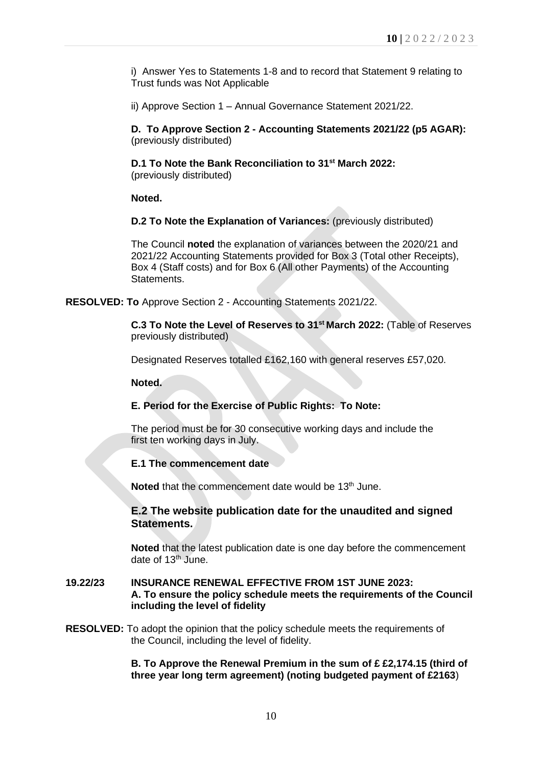i) Answer Yes to Statements 1-8 and to record that Statement 9 relating to Trust funds was Not Applicable

ii) Approve Section 1 – Annual Governance Statement 2021/22.

**D. To Approve Section 2 - Accounting Statements 2021/22 (p5 AGAR):** (previously distributed)

**D.1 To Note the Bank Reconciliation to 31st March 2022:** (previously distributed)

**Noted.**

**D.2 To Note the Explanation of Variances:** (previously distributed)

The Council **noted** the explanation of variances between the 2020/21 and 2021/22 Accounting Statements provided for Box 3 (Total other Receipts), Box 4 (Staff costs) and for Box 6 (All other Payments) of the Accounting Statements.

**RESOLVED: To** Approve Section 2 - Accounting Statements 2021/22.

**C.3 To Note the Level of Reserves to 31st March 2022:** (Table of Reserves previously distributed)

Designated Reserves totalled £162,160 with general reserves £57,020.

**Noted.**

**E. Period for the Exercise of Public Rights: To Note:**

The period must be for 30 consecutive working days and include the first ten working days in July.

**E.1 The commencement date**

**Noted** that the commencement date would be 13th June.

**E.2 The website publication date for the unaudited and signed Statements.**

**Noted** that the latest publication date is one day before the commencement date of 13th June.

**19.22/23 INSURANCE RENEWAL EFFECTIVE FROM 1ST JUNE 2023: A. To ensure the policy schedule meets the requirements of the Council including the level of fidelity**

**RESOLVED:** To adopt the opinion that the policy schedule meets the requirements of the Council, including the level of fidelity.

**B. To Approve the Renewal Premium in the sum of £ £2,174.15 (third of three year long term agreement) (noting budgeted payment of £2163**)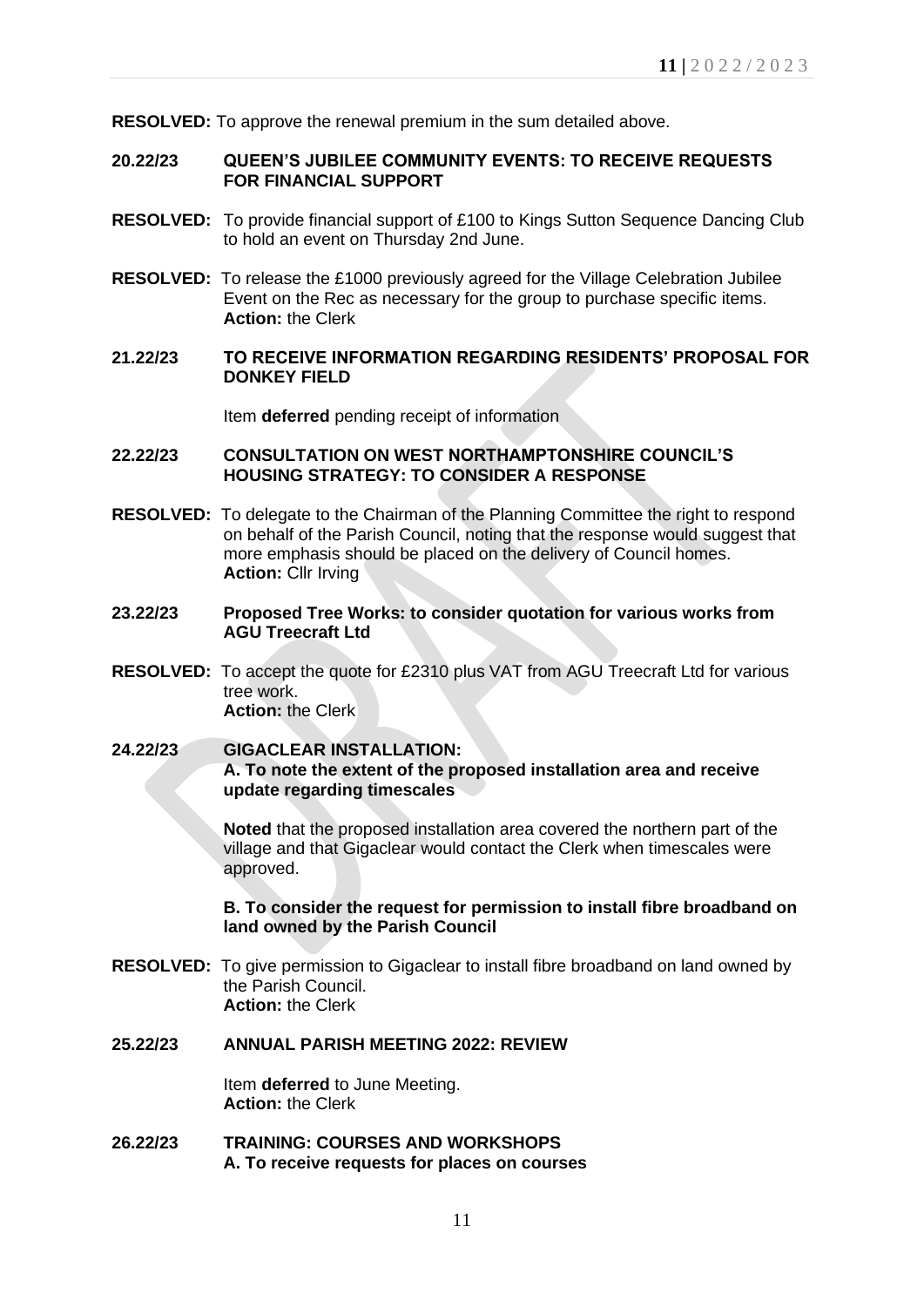**RESOLVED:** To approve the renewal premium in the sum detailed above.

**20.22/23 QUEEN'S JUBILEE COMMUNITY EVENTS: TO RECEIVE REQUESTS FOR FINANCIAL SUPPORT**

**RESOLVED:** To provide financial support of £100 to Kings Sutton Sequence Dancing Club to hold an event on Thursday 2nd June.

**RESOLVED:** To release the £1000 previously agreed for the Village Celebration Jubilee Event on the Rec as necessary for the group to purchase specific items.
**Action:** the Clerk

**21.22/23 TO RECEIVE INFORMATION REGARDING RESIDENTS' PROPOSAL FOR DONKEY FIELD**

Item **deferred** pending receipt of information

**22.22/23 CONSULTATION ON WEST NORTHAMPTONSHIRE COUNCIL'S HOUSING STRATEGY: TO CONSIDER A RESPONSE**

**RESOLVED:** To delegate to the Chairman of the Planning Committee the right to respond on behalf of the Parish Council, noting that the response would suggest that more emphasis should be placed on the delivery of Council homes.
**Action:** Cllr Irving

**23.22/23 Proposed Tree Works: to consider quotation for various works from AGU Treecraft Ltd**

**RESOLVED:** To accept the quote for £2310 plus VAT from AGU Treecraft Ltd for various tree work.
**Action:** the Clerk

**24.22/23 GIGACLEAR INSTALLATION:**
**A. To note the extent of the proposed installation area and receive update regarding timescales**

**Noted** that the proposed installation area covered the northern part of the village and that Gigaclear would contact the Clerk when timescales were approved.

**B. To consider the request for permission to install fibre broadband on land owned by the Parish Council**

**RESOLVED:** To give permission to Gigaclear to install fibre broadband on land owned by the Parish Council.
**Action:** the Clerk

**25.22/23 ANNUAL PARISH MEETING 2022: REVIEW**

Item **deferred** to June Meeting.
**Action:** the Clerk

**26.22/23 TRAINING: COURSES AND WORKSHOPS**
**A. To receive requests for places on courses**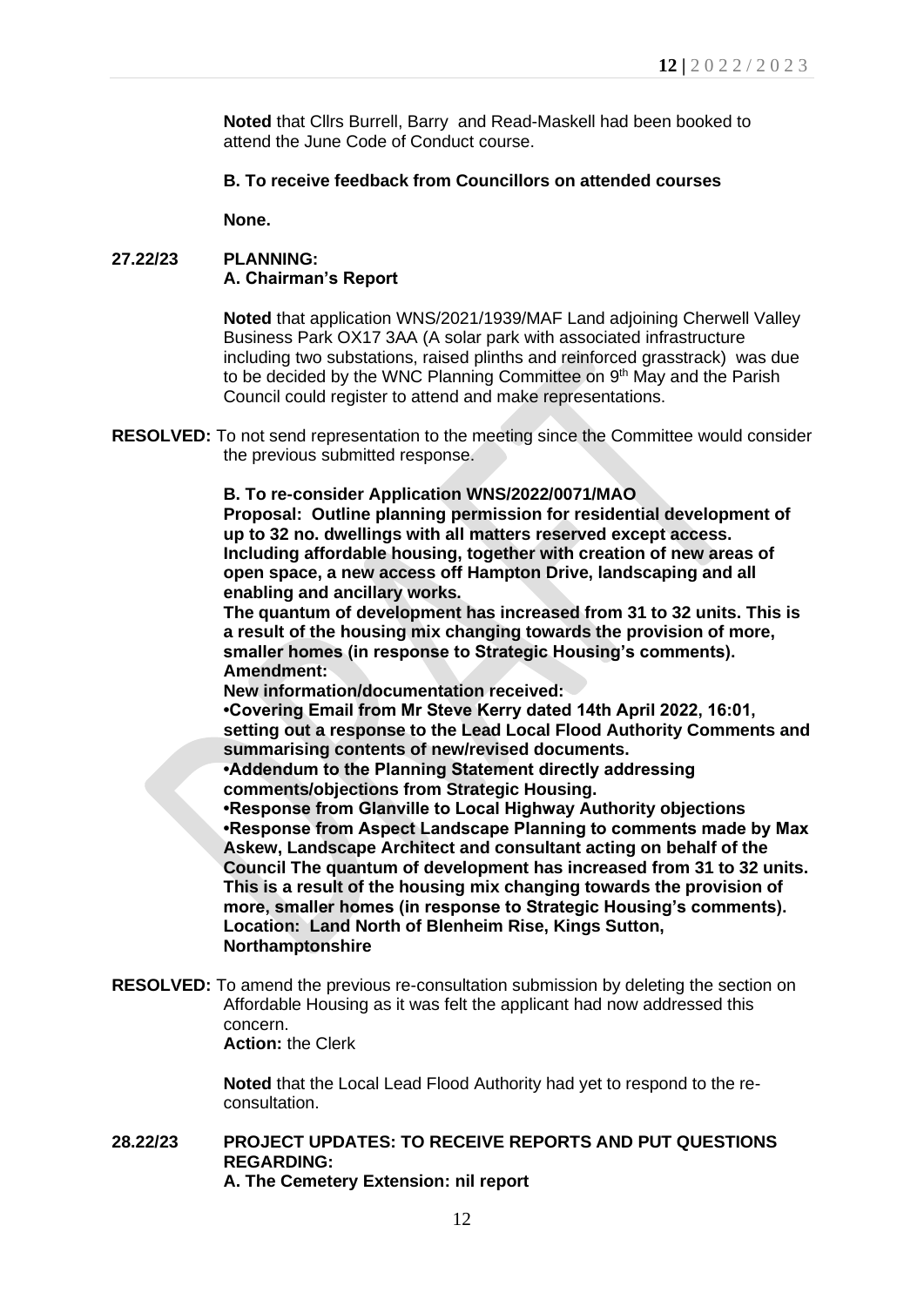**Noted** that Cllrs Burrell, Barry and Read-Maskell had been booked to attend the June Code of Conduct course.

**B. To receive feedback from Councillors on attended courses**

**None.**

**27.22/23 PLANNING:**
**A. Chairman's Report**

**Noted** that application WNS/2021/1939/MAF Land adjoining Cherwell Valley Business Park OX17 3AA (A solar park with associated infrastructure including two substations, raised plinths and reinforced grasstrack) was due to be decided by the WNC Planning Committee on 9th May and the Parish Council could register to attend and make representations.

**RESOLVED:** To not send representation to the meeting since the Committee would consider the previous submitted response.

**B. To re-consider Application WNS/2022/0071/MAO**
**Proposal: Outline planning permission for residential development of up to 32 no. dwellings with all matters reserved except access. Including affordable housing, together with creation of new areas of open space, a new access off Hampton Drive, landscaping and all enabling and ancillary works.**
**The quantum of development has increased from 31 to 32 units. This is a result of the housing mix changing towards the provision of more, smaller homes (in response to Strategic Housing's comments).**
**Amendment:**
**New information/documentation received:**
**•Covering Email from Mr Steve Kerry dated 14th April 2022, 16:01, setting out a response to the Lead Local Flood Authority Comments and summarising contents of new/revised documents.**
**•Addendum to the Planning Statement directly addressing comments/objections from Strategic Housing.**
**•Response from Glanville to Local Highway Authority objections**
**•Response from Aspect Landscape Planning to comments made by Max Askew, Landscape Architect and consultant acting on behalf of the Council The quantum of development has increased from 31 to 32 units. This is a result of the housing mix changing towards the provision of more, smaller homes (in response to Strategic Housing's comments).**
**Location: Land North of Blenheim Rise, Kings Sutton, Northamptonshire**

**RESOLVED:** To amend the previous re-consultation submission by deleting the section on Affordable Housing as it was felt the applicant had now addressed this concern.
**Action:** the Clerk

**Noted** that the Local Lead Flood Authority had yet to respond to the re-consultation.

**28.22/23 PROJECT UPDATES: TO RECEIVE REPORTS AND PUT QUESTIONS REGARDING:**
**A. The Cemetery Extension: nil report**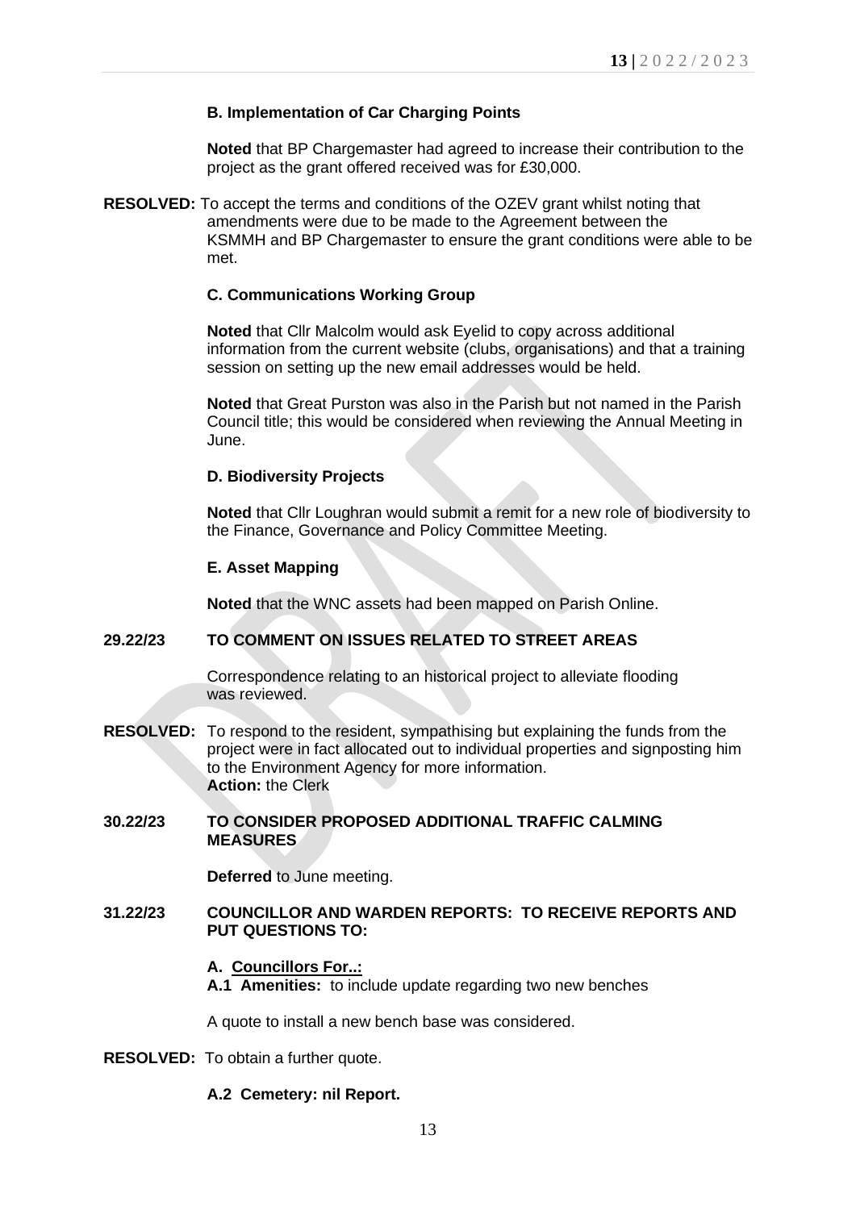**B. Implementation of Car Charging Points**

**Noted** that BP Chargemaster had agreed to increase their contribution to the project as the grant offered received was for £30,000.

**RESOLVED:** To accept the terms and conditions of the OZEV grant whilst noting that amendments were due to be made to the Agreement between the KSMMH and BP Chargemaster to ensure the grant conditions were able to be met.

**C. Communications Working Group**

**Noted** that Cllr Malcolm would ask Eyelid to copy across additional information from the current website (clubs, organisations) and that a training session on setting up the new email addresses would be held.

**Noted** that Great Purston was also in the Parish but not named in the Parish Council title; this would be considered when reviewing the Annual Meeting in June.

**D. Biodiversity Projects**

**Noted** that Cllr Loughran would submit a remit for a new role of biodiversity to the Finance, Governance and Policy Committee Meeting.

**E. Asset Mapping**

**Noted** that the WNC assets had been mapped on Parish Online.

**29.22/23 TO COMMENT ON ISSUES RELATED TO STREET AREAS**

Correspondence relating to an historical project to alleviate flooding was reviewed.

**RESOLVED:** To respond to the resident, sympathising but explaining the funds from the project were in fact allocated out to individual properties and signposting him to the Environment Agency for more information.
**Action:** the Clerk

**30.22/23 TO CONSIDER PROPOSED ADDITIONAL TRAFFIC CALMING MEASURES**

**Deferred** to June meeting.

**31.22/23 COUNCILLOR AND WARDEN REPORTS: TO RECEIVE REPORTS AND PUT QUESTIONS TO:**

**A. Councillors For..:**
**A.1 Amenities:** to include update regarding two new benches

A quote to install a new bench base was considered.

**RESOLVED:** To obtain a further quote.

**A.2 Cemetery: nil Report.**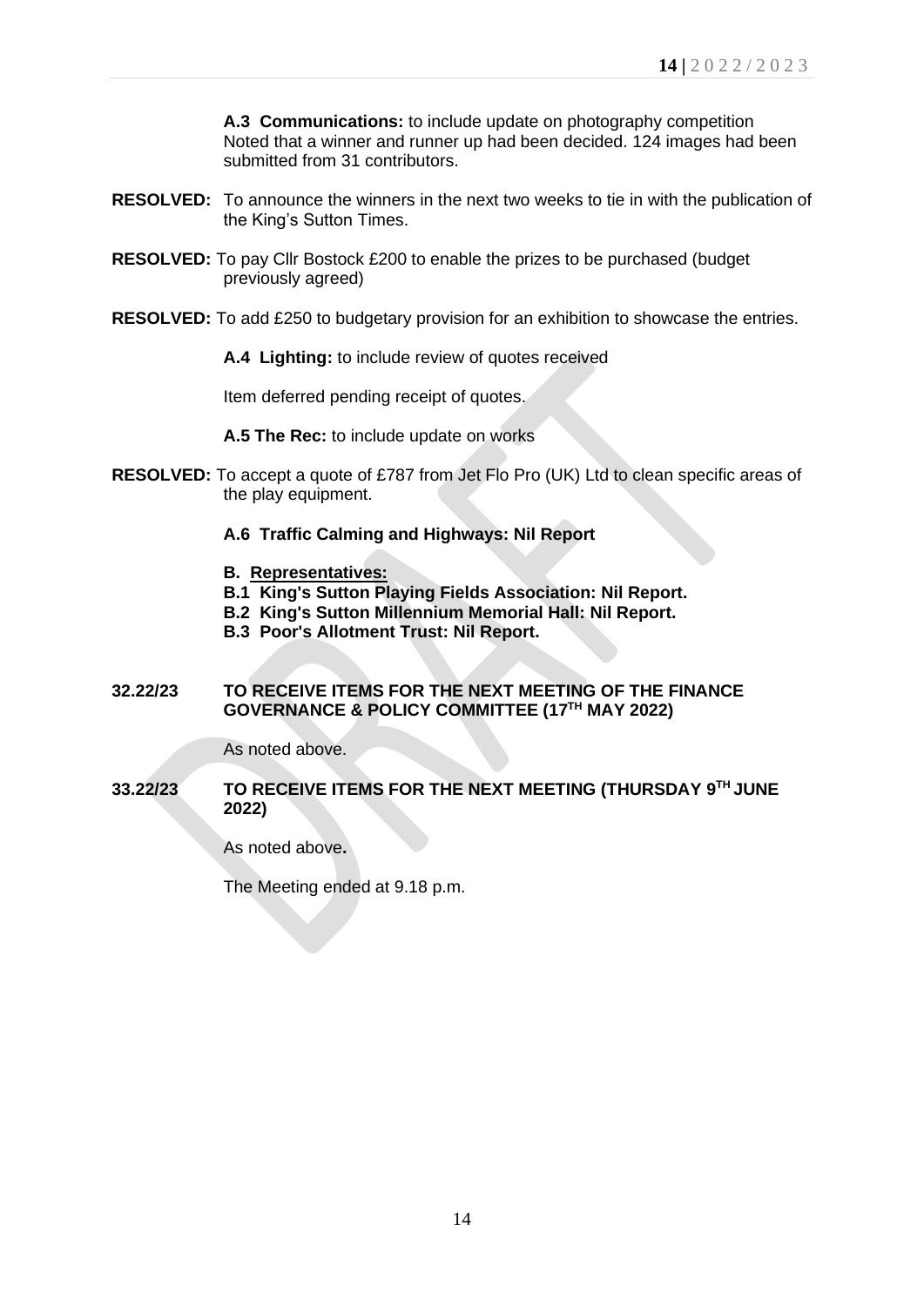**A.3 Communications:** to include update on photography competition Noted that a winner and runner up had been decided. 124 images had been submitted from 31 contributors.

**RESOLVED:** To announce the winners in the next two weeks to tie in with the publication of the King's Sutton Times.

**RESOLVED:** To pay Cllr Bostock £200 to enable the prizes to be purchased (budget previously agreed)

**RESOLVED:** To add £250 to budgetary provision for an exhibition to showcase the entries.

**A.4 Lighting:** to include review of quotes received

Item deferred pending receipt of quotes.

**A.5 The Rec:** to include update on works

**RESOLVED:** To accept a quote of £787 from Jet Flo Pro (UK) Ltd to clean specific areas of the play equipment.

**A.6 Traffic Calming and Highways: Nil Report**

**B. Representatives:**

**B.1 King's Sutton Playing Fields Association: Nil Report.**

**B.2 King's Sutton Millennium Memorial Hall: Nil Report.**

**B.3 Poor's Allotment Trust: Nil Report.**

**32.22/23 TO RECEIVE ITEMS FOR THE NEXT MEETING OF THE FINANCE GOVERNANCE & POLICY COMMITTEE (17TH MAY 2022)**

As noted above.

**33.22/23 TO RECEIVE ITEMS FOR THE NEXT MEETING (THURSDAY 9TH JUNE 2022)**

As noted above**.**

The Meeting ended at 9.18 p.m.